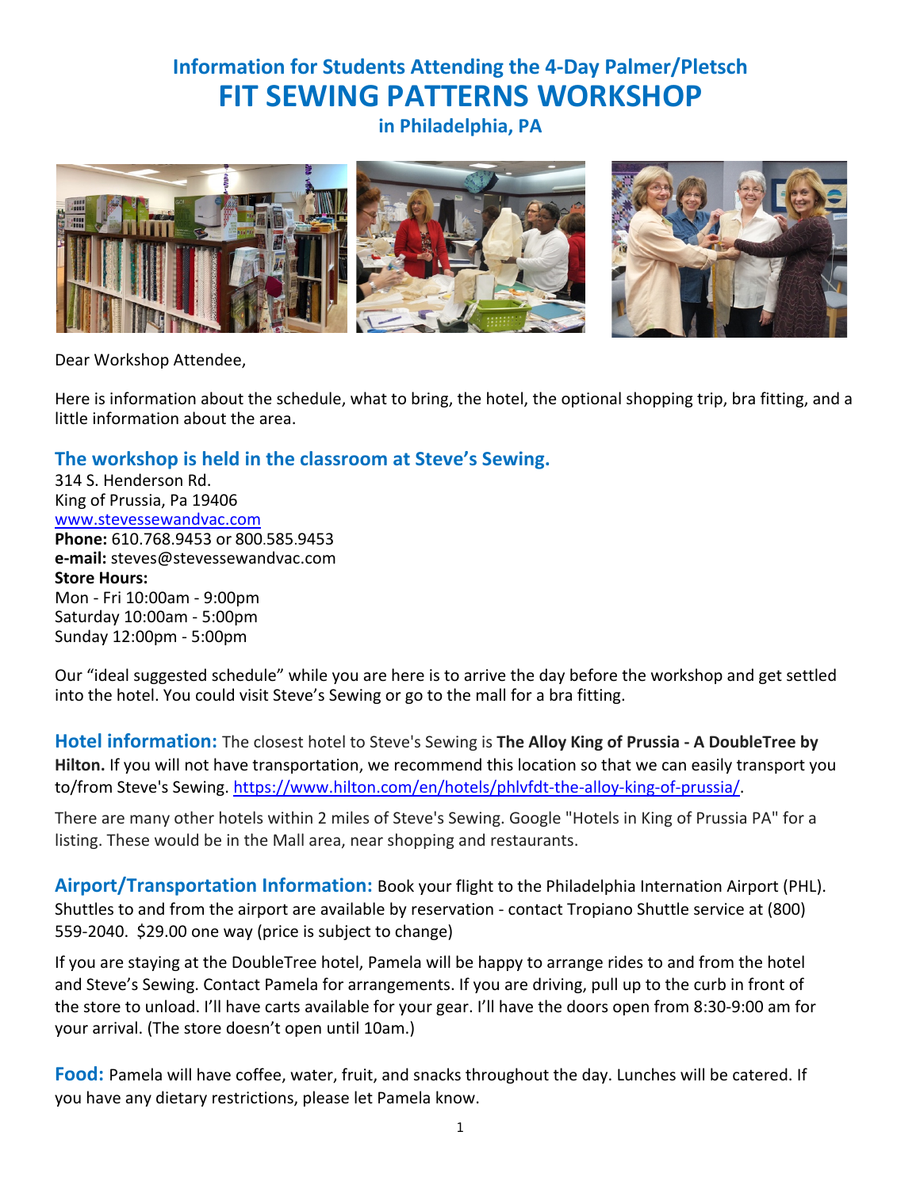# Information for Students Attending the 4-Day Palmer/Pletsch
# FIT SEWING PATTERNS WORKSHOP
## in Philadelphia, PA

Dear Workshop Attendee,

Here is information about the schedule, what to bring, the hotel, the optional shopping trip, bra fitting, and a little information about the area.

### The workshop is held in the classroom at Steve's Sewing.

314 S. Henderson Rd.
King of Prussia, Pa 19406
[www.stevessewandvac.com](www.stevessewandvac.com)
**Phone:** 610.768.9453 or 800.585.9453
**e-mail:** steves@stevessewandvac.com
**Store Hours:**
Mon - Fri 10:00am - 9:00pm
Saturday 10:00am - 5:00pm
Sunday 12:00pm - 5:00pm

Our "ideal suggested schedule" while you are here is to arrive the day before the workshop and get settled into the hotel. You could visit Steve's Sewing or go to the mall for a bra fitting.

**Hotel information:** The closest hotel to Steve's Sewing is **The Alloy King of Prussia - A DoubleTree by Hilton.** If you will not have transportation, we recommend this location so that we can easily transport you to/from Steve's Sewing. [https://www.hilton.com/en/hotels/phlvfdt-the-alloy-king-of-prussia/](https://www.hilton.com/en/hotels/phlvfdt-the-alloy-king-of-prussia/).

There are many other hotels within 2 miles of Steve's Sewing. Google "Hotels in King of Prussia PA" for a listing. These would be in the Mall area, near shopping and restaurants.

**Airport/Transportation Information:** Book your flight to the Philadelphia Internation Airport (PHL). Shuttles to and from the airport are available by reservation - contact Tropiano Shuttle service at (800) 559-2040. $29.00 one way (price is subject to change)

If you are staying at the DoubleTree hotel, Pamela will be happy to arrange rides to and from the hotel and Steve's Sewing. Contact Pamela for arrangements. If you are driving, pull up to the curb in front of the store to unload. I'll have carts available for your gear. I'll have the doors open from 8:30-9:00 am for your arrival. (The store doesn't open until 10am.)

**Food:** Pamela will have coffee, water, fruit, and snacks throughout the day. Lunches will be catered. If you have any dietary restrictions, please let Pamela know.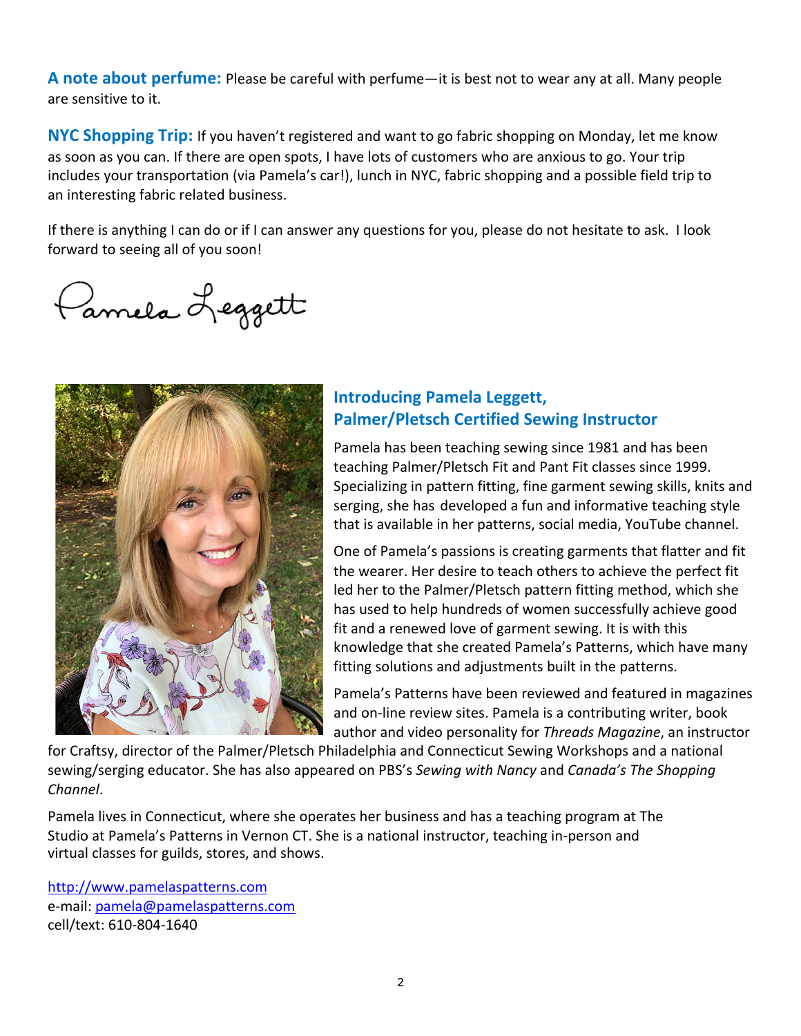**A note about perfume:** Please be careful with perfume—it is best not to wear any at all. Many people are sensitive to it.

**NYC Shopping Trip:** If you haven't registered and want to go fabric shopping on Monday, let me know as soon as you can. If there are open spots, I have lots of customers who are anxious to go. Your trip includes your transportation (via Pamela's car!), lunch in NYC, fabric shopping and a possible field trip to an interesting fabric related business.

If there is anything I can do or if I can answer any questions for you, please do not hesitate to ask. I look forward to seeing all of you soon!

Pamela Leggett

## Introducing Pamela Leggett, Palmer/Pletsch Certified Sewing Instructor

Pamela has been teaching sewing since 1981 and has been teaching Palmer/Pletsch Fit and Pant Fit classes since 1999. Specializing in pattern fitting, fine garment sewing skills, knits and serging, she has developed a fun and informative teaching style that is available in her patterns, social media, YouTube channel.

One of Pamela's passions is creating garments that flatter and fit the wearer. Her desire to teach others to achieve the perfect fit led her to the Palmer/Pletsch pattern fitting method, which she has used to help hundreds of women successfully achieve good fit and a renewed love of garment sewing. It is with this knowledge that she created Pamela's Patterns, which have many fitting solutions and adjustments built in the patterns.

Pamela's Patterns have been reviewed and featured in magazines and on-line review sites. Pamela is a contributing writer, book author and video personality for *Threads Magazine*, an instructor for Craftsy, director of the Palmer/Pletsch Philadelphia and Connecticut Sewing Workshops and a national sewing/serging educator. She has also appeared on PBS's *Sewing with Nancy* and *Canada's The Shopping Channel*.

Pamela lives in Connecticut, where she operates her business and has a teaching program at The Studio at Pamela's Patterns in Vernon CT. She is a national instructor, teaching in-person and virtual classes for guilds, stores, and shows.

http://www.pamelaspatterns.com
e-mail: pamela@pamelaspatterns.com
cell/text: 610-804-1640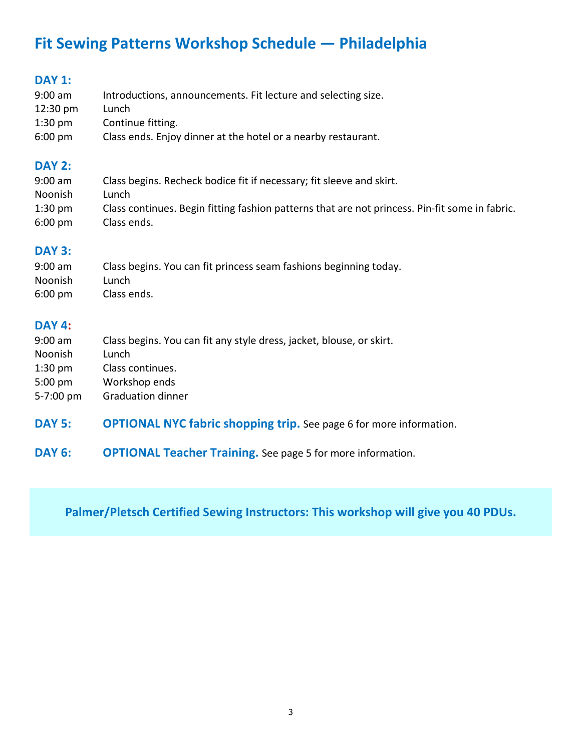# Fit Sewing Patterns Workshop Schedule — Philadelphia

### DAY 1:

| | |
|---|---|
| 9:00 am | Introductions, announcements. Fit lecture and selecting size. |
| 12:30 pm | Lunch |
| 1:30 pm | Continue fitting. |
| 6:00 pm | Class ends. Enjoy dinner at the hotel or a nearby restaurant. |

### DAY 2:

| | |
|---|---|
| 9:00 am | Class begins. Recheck bodice fit if necessary; fit sleeve and skirt. |
| Noonish | Lunch |
| 1:30 pm | Class continues. Begin fitting fashion patterns that are not princess. Pin-fit some in fabric. |
| 6:00 pm | Class ends. |

### DAY 3:

| | |
|---|---|
| 9:00 am | Class begins. You can fit princess seam fashions beginning today. |
| Noonish | Lunch |
| 6:00 pm | Class ends. |

### DAY 4:

| | |
|---|---|
| 9:00 am | Class begins. You can fit any style dress, jacket, blouse, or skirt. |
| Noonish | Lunch |
| 1:30 pm | Class continues. |
| 5:00 pm | Workshop ends |
| 5-7:00 pm | Graduation dinner |

**DAY 5:** **OPTIONAL NYC fabric shopping trip.** See page 6 for more information.

**DAY 6:** **OPTIONAL Teacher Training.** See page 5 for more information.

**Palmer/Pletsch Certified Sewing Instructors: This workshop will give you 40 PDUs.**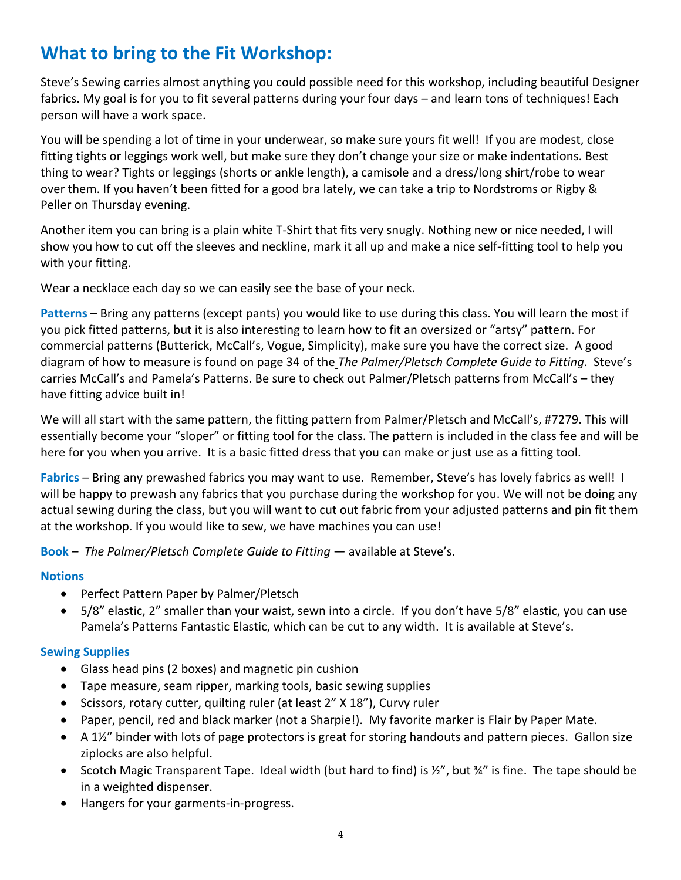# What to bring to the Fit Workshop:

Steve's Sewing carries almost anything you could possible need for this workshop, including beautiful Designer fabrics. My goal is for you to fit several patterns during your four days – and learn tons of techniques! Each person will have a work space.

You will be spending a lot of time in your underwear, so make sure yours fit well! If you are modest, close fitting tights or leggings work well, but make sure they don't change your size or make indentations. Best thing to wear? Tights or leggings (shorts or ankle length), a camisole and a dress/long shirt/robe to wear over them. If you haven't been fitted for a good bra lately, we can take a trip to Nordstroms or Rigby & Peller on Thursday evening.

Another item you can bring is a plain white T-Shirt that fits very snugly. Nothing new or nice needed, I will show you how to cut off the sleeves and neckline, mark it all up and make a nice self-fitting tool to help you with your fitting.

Wear a necklace each day so we can easily see the base of your neck.

**Patterns** – Bring any patterns (except pants) you would like to use during this class. You will learn the most if you pick fitted patterns, but it is also interesting to learn how to fit an oversized or "artsy" pattern. For commercial patterns (Butterick, McCall's, Vogue, Simplicity), make sure you have the correct size. A good diagram of how to measure is found on page 34 of the *The Palmer/Pletsch Complete Guide to Fitting*. Steve's carries McCall's and Pamela's Patterns. Be sure to check out Palmer/Pletsch patterns from McCall's – they have fitting advice built in!

We will all start with the same pattern, the fitting pattern from Palmer/Pletsch and McCall's, #7279. This will essentially become your "sloper" or fitting tool for the class. The pattern is included in the class fee and will be here for you when you arrive. It is a basic fitted dress that you can make or just use as a fitting tool.

**Fabrics** – Bring any prewashed fabrics you may want to use. Remember, Steve's has lovely fabrics as well! I will be happy to prewash any fabrics that you purchase during the workshop for you. We will not be doing any actual sewing during the class, but you will want to cut out fabric from your adjusted patterns and pin fit them at the workshop. If you would like to sew, we have machines you can use!

**Book** – *The Palmer/Pletsch Complete Guide to Fitting* — available at Steve's.

### Notions

- Perfect Pattern Paper by Palmer/Pletsch
- 5/8" elastic, 2" smaller than your waist, sewn into a circle. If you don't have 5/8" elastic, you can use Pamela's Patterns Fantastic Elastic, which can be cut to any width. It is available at Steve's.

### Sewing Supplies

- Glass head pins (2 boxes) and magnetic pin cushion
- Tape measure, seam ripper, marking tools, basic sewing supplies
- Scissors, rotary cutter, quilting ruler (at least 2" X 18"), Curvy ruler
- Paper, pencil, red and black marker (not a Sharpie!). My favorite marker is Flair by Paper Mate.
- A 1½" binder with lots of page protectors is great for storing handouts and pattern pieces. Gallon size ziplocks are also helpful.
- Scotch Magic Transparent Tape. Ideal width (but hard to find) is ½", but ¾" is fine. The tape should be in a weighted dispenser.
- Hangers for your garments-in-progress.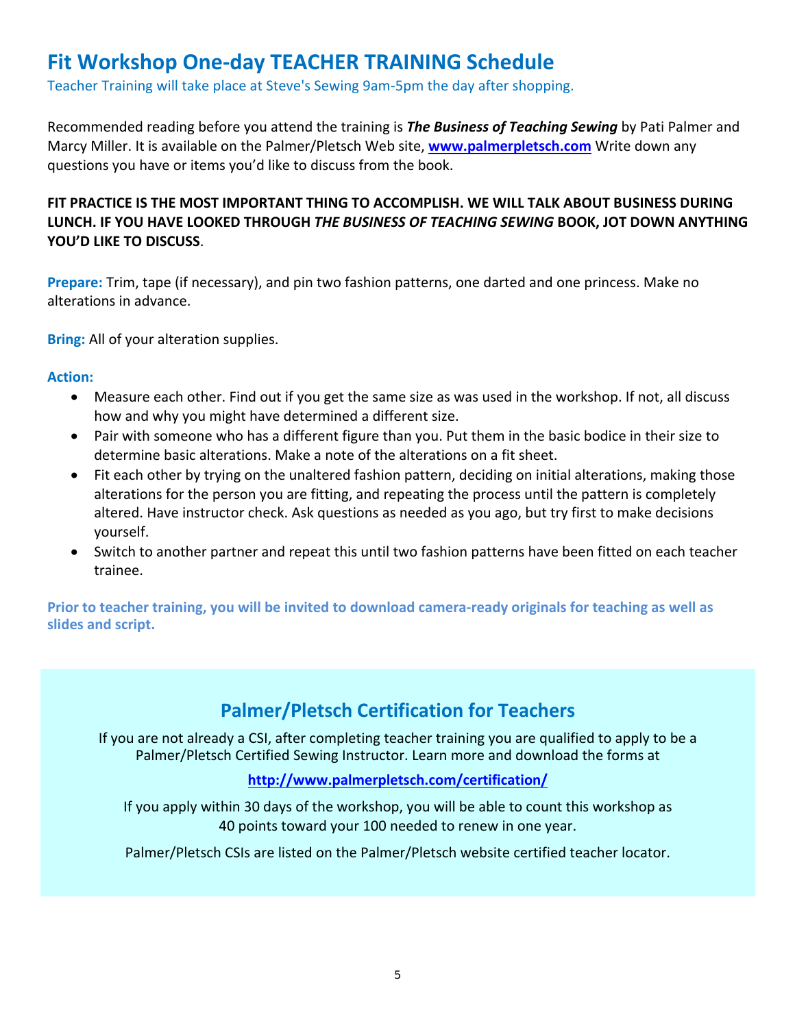# Fit Workshop One-day TEACHER TRAINING Schedule

Teacher Training will take place at Steve's Sewing 9am-5pm the day after shopping.

Recommended reading before you attend the training is ***The Business of Teaching Sewing*** by Pati Palmer and Marcy Miller. It is available on the Palmer/Pletsch Web site, **www.palmerpletsch.com** Write down any questions you have or items you'd like to discuss from the book.

**FIT PRACTICE IS THE MOST IMPORTANT THING TO ACCOMPLISH. WE WILL TALK ABOUT BUSINESS DURING LUNCH. IF YOU HAVE LOOKED THROUGH *THE BUSINESS OF TEACHING SEWING* BOOK, JOT DOWN ANYTHING YOU'D LIKE TO DISCUSS**.

**Prepare:** Trim, tape (if necessary), and pin two fashion patterns, one darted and one princess. Make no alterations in advance.

**Bring:** All of your alteration supplies.

**Action:**

- Measure each other. Find out if you get the same size as was used in the workshop. If not, all discuss how and why you might have determined a different size.
- Pair with someone who has a different figure than you. Put them in the basic bodice in their size to determine basic alterations. Make a note of the alterations on a fit sheet.
- Fit each other by trying on the unaltered fashion pattern, deciding on initial alterations, making those alterations for the person you are fitting, and repeating the process until the pattern is completely altered. Have instructor check. Ask questions as needed as you ago, but try first to make decisions yourself.
- Switch to another partner and repeat this until two fashion patterns have been fitted on each teacher trainee.

**Prior to teacher training, you will be invited to download camera-ready originals for teaching as well as slides and script.**

## Palmer/Pletsch Certification for Teachers

If you are not already a CSI, after completing teacher training you are qualified to apply to be a Palmer/Pletsch Certified Sewing Instructor. Learn more and download the forms at

**http://www.palmerpletsch.com/certification/**

If you apply within 30 days of the workshop, you will be able to count this workshop as 40 points toward your 100 needed to renew in one year.

Palmer/Pletsch CSIs are listed on the Palmer/Pletsch website certified teacher locator.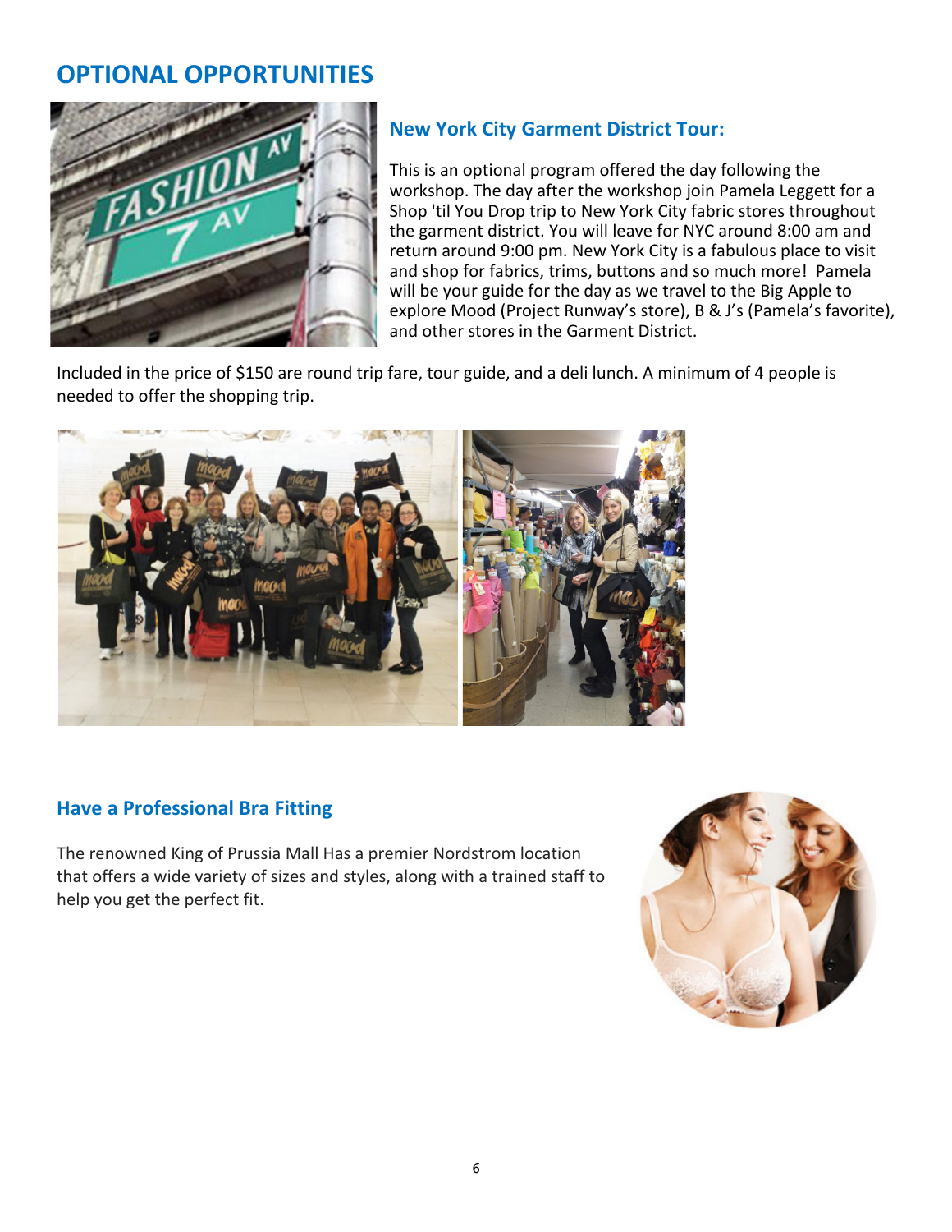# OPTIONAL OPPORTUNITIES

## New York City Garment District Tour:

This is an optional program offered the day following the workshop. The day after the workshop join Pamela Leggett for a Shop 'til You Drop trip to New York City fabric stores throughout the garment district. You will leave for NYC around 8:00 am and return around 9:00 pm. New York City is a fabulous place to visit and shop for fabrics, trims, buttons and so much more! Pamela will be your guide for the day as we travel to the Big Apple to explore Mood (Project Runway's store), B & J's (Pamela's favorite), and other stores in the Garment District.

Included in the price of $150 are round trip fare, tour guide, and a deli lunch. A minimum of 4 people is needed to offer the shopping trip.

## Have a Professional Bra Fitting

The renowned King of Prussia Mall Has a premier Nordstrom location that offers a wide variety of sizes and styles, along with a trained staff to help you get the perfect fit.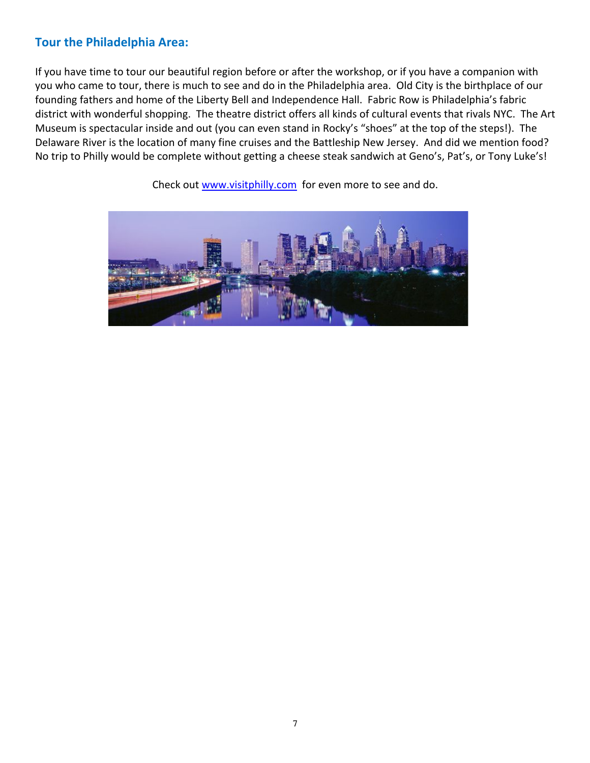## Tour the Philadelphia Area:

If you have time to tour our beautiful region before or after the workshop, or if you have a companion with you who came to tour, there is much to see and do in the Philadelphia area. Old City is the birthplace of our founding fathers and home of the Liberty Bell and Independence Hall. Fabric Row is Philadelphia's fabric district with wonderful shopping. The theatre district offers all kinds of cultural events that rivals NYC. The Art Museum is spectacular inside and out (you can even stand in Rocky's "shoes" at the top of the steps!). The Delaware River is the location of many fine cruises and the Battleship New Jersey. And did we mention food? No trip to Philly would be complete without getting a cheese steak sandwich at Geno's, Pat's, or Tony Luke's!

Check out [www.visitphilly.com](http://www.visitphilly.com) for even more to see and do.